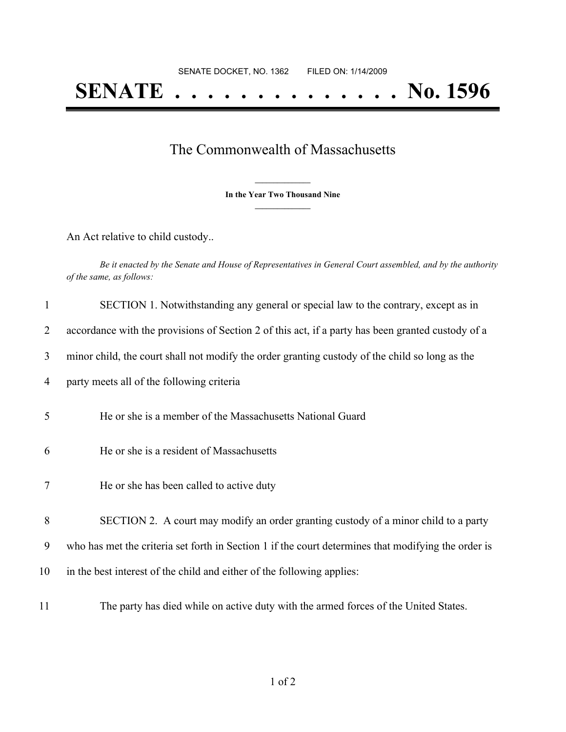SENATE DOCKET, NO. 1362        FILED ON: 1/14/2009

# SENATE . . . . . . . . . . . . . . No. 1596

## The Commonwealth of Massachusetts

**In the Year Two Thousand Nine**

An Act relative to child custody..

*Be it enacted by the Senate and House of Representatives in General Court assembled, and by the authority of the same, as follows:*

1 SECTION 1. Notwithstanding any general or special law to the contrary, except as in
2 accordance with the provisions of Section 2 of this act, if a party has been granted custody of a
3 minor child, the court shall not modify the order granting custody of the child so long as the
4 party meets all of the following criteria

5 He or she is a member of the Massachusetts National Guard

6 He or she is a resident of Massachusetts

7 He or she has been called to active duty

8 SECTION 2. A court may modify an order granting custody of a minor child to a party
9 who has met the criteria set forth in Section 1 if the court determines that modifying the order is
10 in the best interest of the child and either of the following applies:

11 The party has died while on active duty with the armed forces of the United States.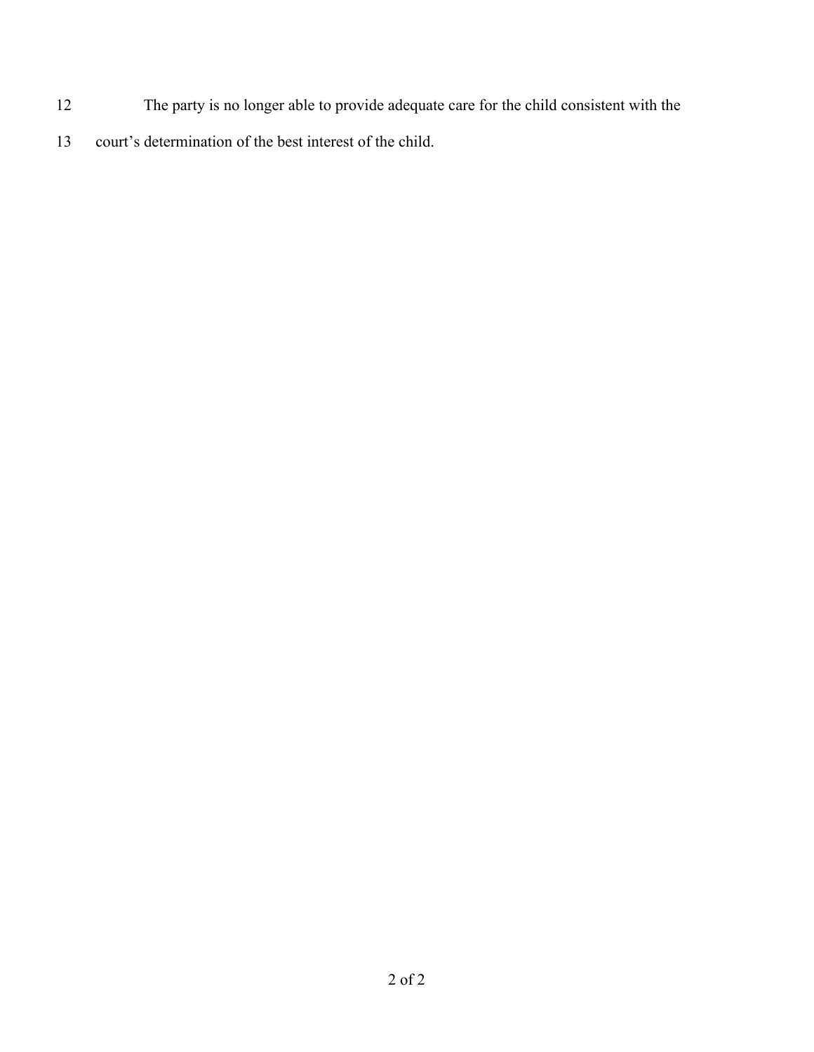The party is no longer able to provide adequate care for the child consistent with the court's determination of the best interest of the child.